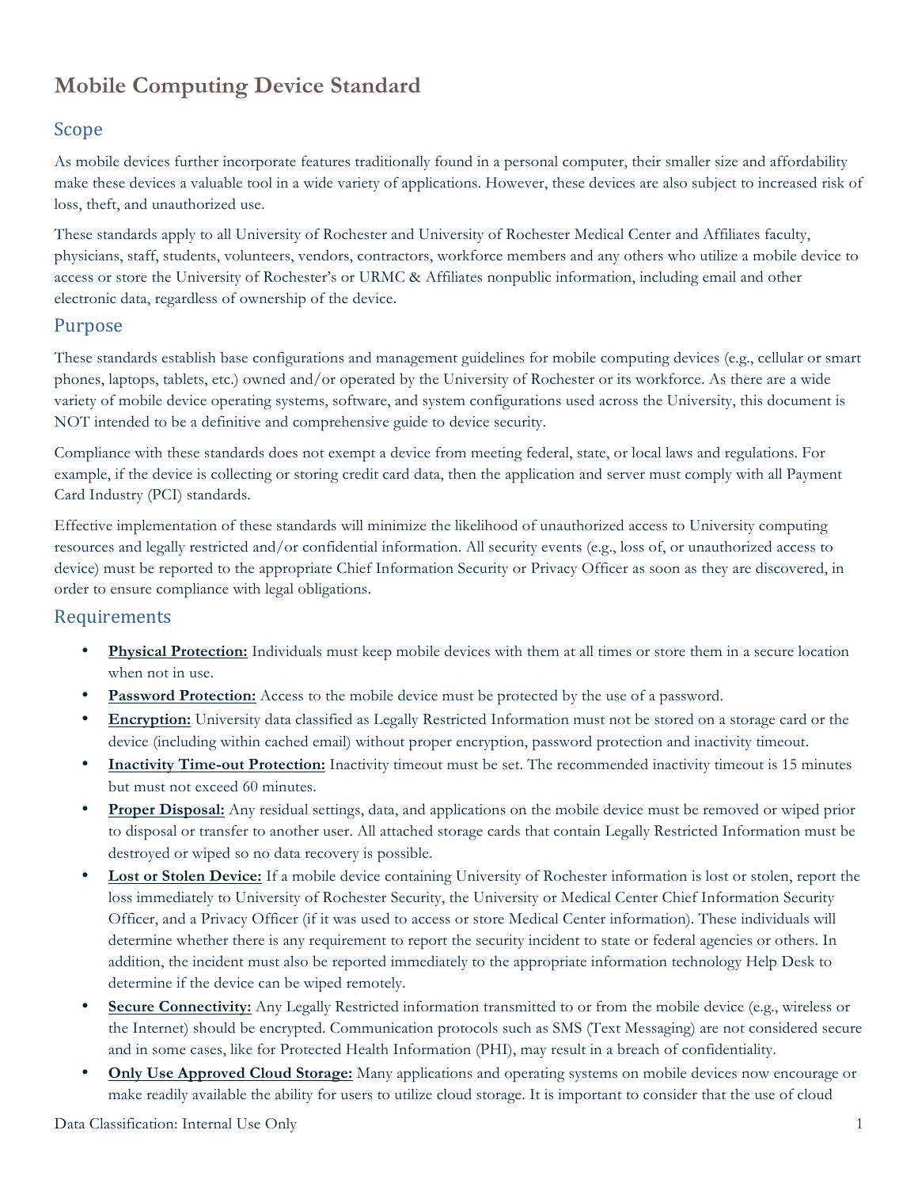# Mobile Computing Device Standard

## Scope

As mobile devices further incorporate features traditionally found in a personal computer, their smaller size and affordability make these devices a valuable tool in a wide variety of applications. However, these devices are also subject to increased risk of loss, theft, and unauthorized use.

These standards apply to all University of Rochester and University of Rochester Medical Center and Affiliates faculty, physicians, staff, students, volunteers, vendors, contractors, workforce members and any others who utilize a mobile device to access or store the University of Rochester's or URMC & Affiliates nonpublic information, including email and other electronic data, regardless of ownership of the device.

## Purpose

These standards establish base configurations and management guidelines for mobile computing devices (e.g., cellular or smart phones, laptops, tablets, etc.) owned and/or operated by the University of Rochester or its workforce. As there are a wide variety of mobile device operating systems, software, and system configurations used across the University, this document is NOT intended to be a definitive and comprehensive guide to device security.

Compliance with these standards does not exempt a device from meeting federal, state, or local laws and regulations. For example, if the device is collecting or storing credit card data, then the application and server must comply with all Payment Card Industry (PCI) standards.

Effective implementation of these standards will minimize the likelihood of unauthorized access to University computing resources and legally restricted and/or confidential information. All security events (e.g., loss of, or unauthorized access to device) must be reported to the appropriate Chief Information Security or Privacy Officer as soon as they are discovered, in order to ensure compliance with legal obligations.

## Requirements

- **Physical Protection:** Individuals must keep mobile devices with them at all times or store them in a secure location when not in use.
- **Password Protection:** Access to the mobile device must be protected by the use of a password.
- **Encryption:** University data classified as Legally Restricted Information must not be stored on a storage card or the device (including within cached email) without proper encryption, password protection and inactivity timeout.
- **Inactivity Time-out Protection:** Inactivity timeout must be set. The recommended inactivity timeout is 15 minutes but must not exceed 60 minutes.
- **Proper Disposal:** Any residual settings, data, and applications on the mobile device must be removed or wiped prior to disposal or transfer to another user. All attached storage cards that contain Legally Restricted Information must be destroyed or wiped so no data recovery is possible.
- **Lost or Stolen Device:** If a mobile device containing University of Rochester information is lost or stolen, report the loss immediately to University of Rochester Security, the University or Medical Center Chief Information Security Officer, and a Privacy Officer (if it was used to access or store Medical Center information). These individuals will determine whether there is any requirement to report the security incident to state or federal agencies or others. In addition, the incident must also be reported immediately to the appropriate information technology Help Desk to determine if the device can be wiped remotely.
- **Secure Connectivity:** Any Legally Restricted information transmitted to or from the mobile device (e.g., wireless or the Internet) should be encrypted. Communication protocols such as SMS (Text Messaging) are not considered secure and in some cases, like for Protected Health Information (PHI), may result in a breach of confidentiality.
- **Only Use Approved Cloud Storage:** Many applications and operating systems on mobile devices now encourage or make readily available the ability for users to utilize cloud storage. It is important to consider that the use of cloud

Data Classification: Internal Use Only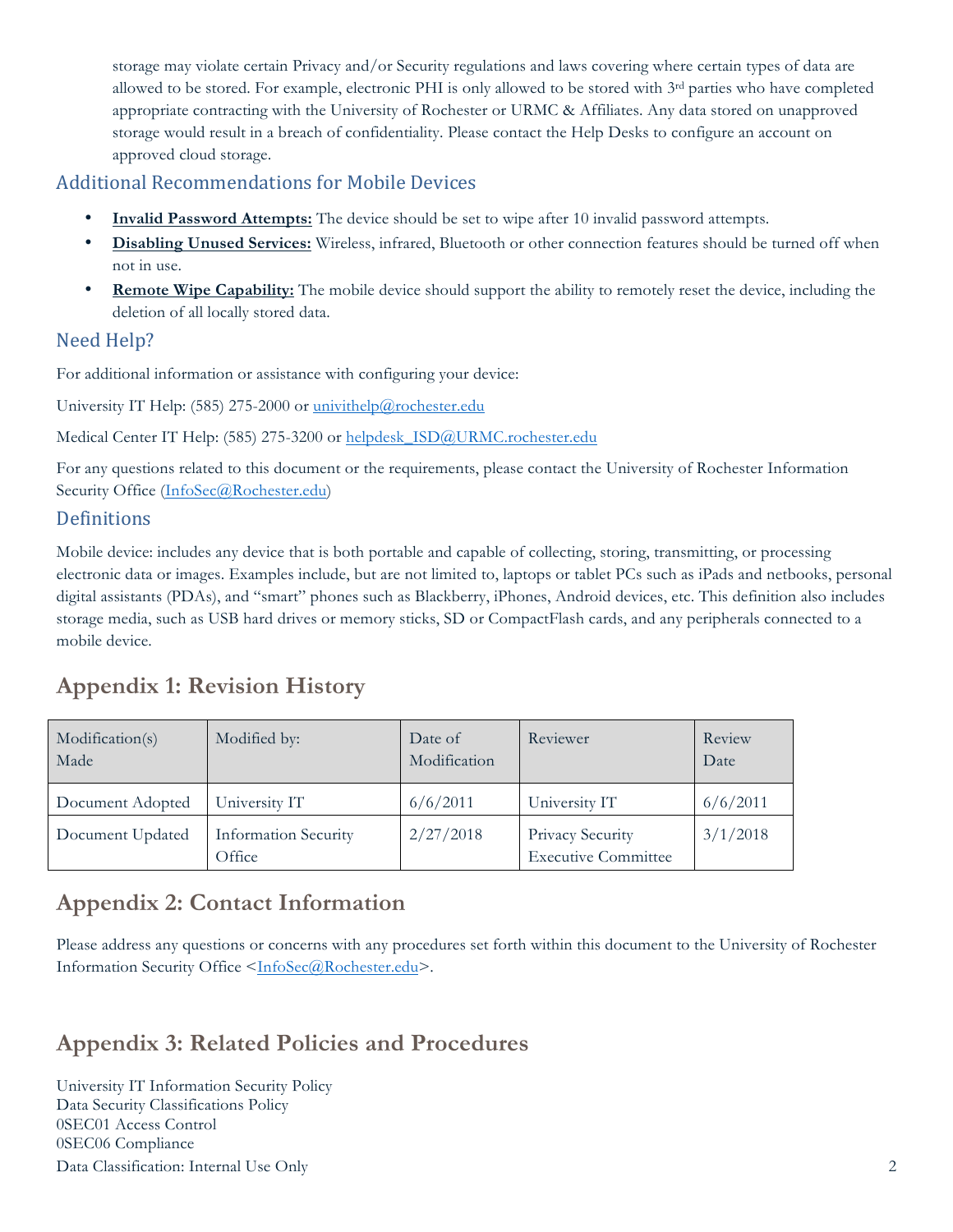storage may violate certain Privacy and/or Security regulations and laws covering where certain types of data are allowed to be stored. For example, electronic PHI is only allowed to be stored with 3rd parties who have completed appropriate contracting with the University of Rochester or URMC & Affiliates. Any data stored on unapproved storage would result in a breach of confidentiality. Please contact the Help Desks to configure an account on approved cloud storage.

## Additional Recommendations for Mobile Devices

- **Invalid Password Attempts:** The device should be set to wipe after 10 invalid password attempts.
- **Disabling Unused Services:** Wireless, infrared, Bluetooth or other connection features should be turned off when not in use.
- **Remote Wipe Capability:** The mobile device should support the ability to remotely reset the device, including the deletion of all locally stored data.

## Need Help?

For additional information or assistance with configuring your device:

University IT Help: (585) 275-2000 or univithelp@rochester.edu

Medical Center IT Help: (585) 275-3200 or helpdesk_ISD@URMC.rochester.edu

For any questions related to this document or the requirements, please contact the University of Rochester Information Security Office (InfoSec@Rochester.edu)

## Definitions

Mobile device: includes any device that is both portable and capable of collecting, storing, transmitting, or processing electronic data or images. Examples include, but are not limited to, laptops or tablet PCs such as iPads and netbooks, personal digital assistants (PDAs), and "smart" phones such as Blackberry, iPhones, Android devices, etc. This definition also includes storage media, such as USB hard drives or memory sticks, SD or CompactFlash cards, and any peripherals connected to a mobile device.

# Appendix 1: Revision History

| Modification(s) Made | Modified by: | Date of Modification | Reviewer | Review Date |
|---|---|---|---|---|
| Document Adopted | University IT | 6/6/2011 | University IT | 6/6/2011 |
| Document Updated | Information Security Office | 2/27/2018 | Privacy Security Executive Committee | 3/1/2018 |

# Appendix 2: Contact Information

Please address any questions or concerns with any procedures set forth within this document to the University of Rochester Information Security Office <InfoSec@Rochester.edu>.

# Appendix 3: Related Policies and Procedures

University IT Information Security Policy
Data Security Classifications Policy
0SEC01 Access Control
0SEC06 Compliance

Data Classification: Internal Use Only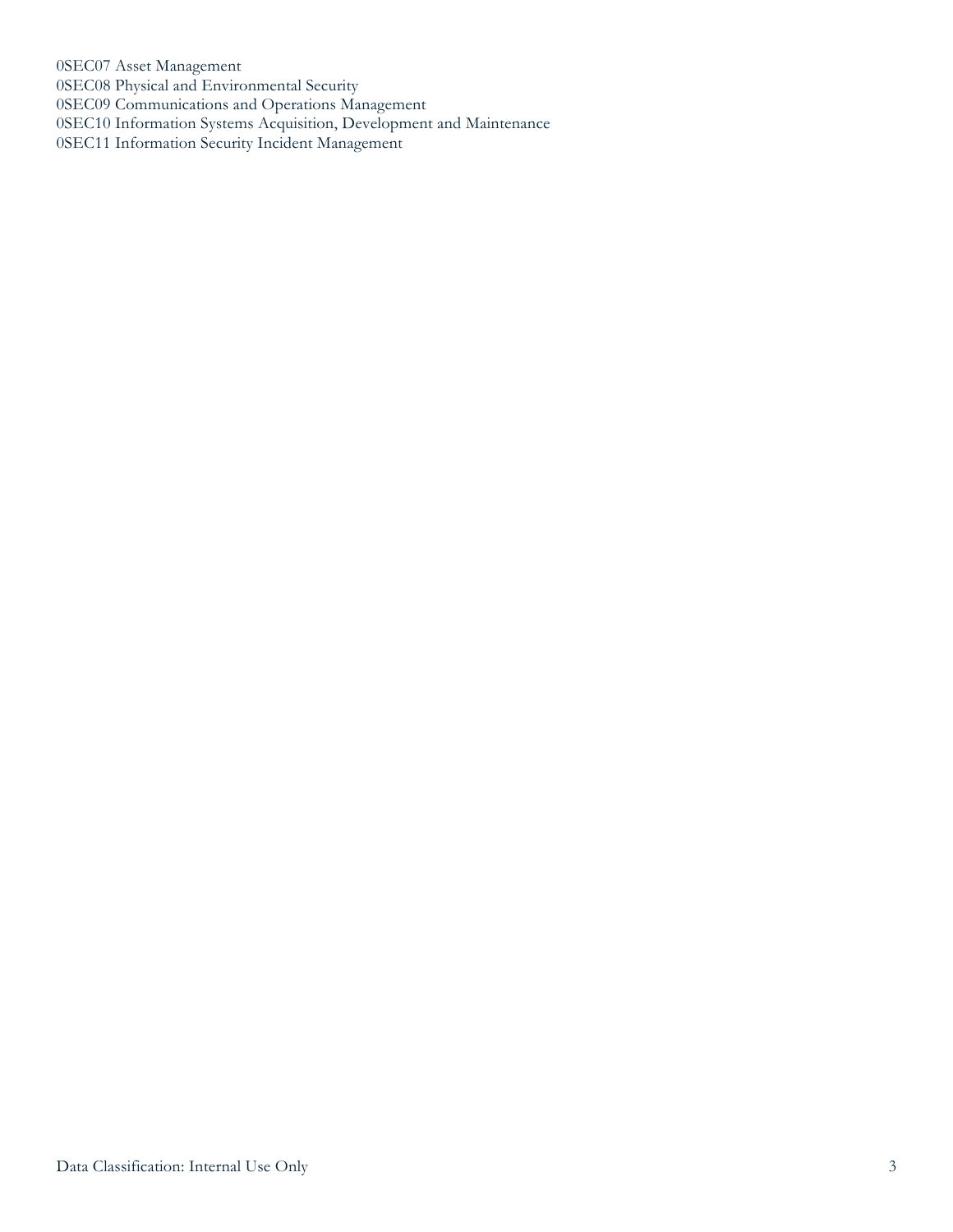0SEC07 Asset Management
0SEC08 Physical and Environmental Security
0SEC09 Communications and Operations Management
0SEC10 Information Systems Acquisition, Development and Maintenance
0SEC11 Information Security Incident Management